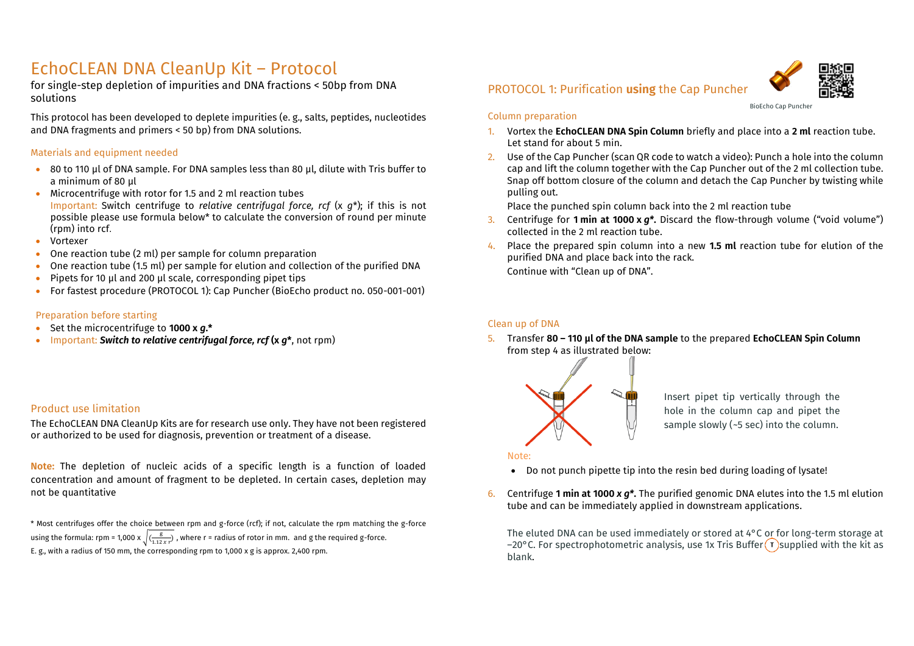# EchoCLEAN DNA CleanUp Kit – Protocol

for single-step depletion of impurities and DNA fractions < 50bp from DNA solutions

This protocol has been developed to deplete impurities (e. g., salts, peptides, nucleotides and DNA fragments and primers < 50 bp) from DNA solutions.

### Materials and equipment needed

- 80 to 110 µl of DNA sample. For DNA samples less than 80 µl, dilute with Tris buffer to a minimum of 80 µl
- Microcentrifuge with rotor for 1.5 and 2 ml reaction tubes
  Important: Switch centrifuge to *relative centrifugal force, rcf* (x *g*\*); if this is not possible please use formula below\* to calculate the conversion of round per minute (rpm) into rcf.
- Vortexer
- One reaction tube (2 ml) per sample for column preparation
- One reaction tube (1.5 ml) per sample for elution and collection of the purified DNA
- Pipets for 10 µl and 200 µl scale, corresponding pipet tips
- For fastest procedure (PROTOCOL 1): Cap Puncher (BioEcho product no. 050-001-001)

### Preparation before starting

- Set the microcentrifuge to **1000 x *g*.\***
- Important: ***Switch to relative centrifugal force, rcf* (x *g*\***, not rpm)

### Product use limitation

The EchoCLEAN DNA CleanUp Kits are for research use only. They have not been registered or authorized to be used for diagnosis, prevention or treatment of a disease.

**Note:** The depletion of nucleic acids of a specific length is a function of loaded concentration and amount of fragment to be depleted. In certain cases, depletion may not be quantitative

\* Most centrifuges offer the choice between rpm and g-force (rcf); if not, calculate the rpm matching the g-force using the formula: rpm = 1,000 x $\sqrt{\left(\frac{g}{1.12 \times r}\right)}$ , where r = radius of rotor in mm. and g the required g-force.
E. g., with a radius of 150 mm, the corresponding rpm to 1,000 x g is approx. 2,400 rpm.

## PROTOCOL 1: Purification **using** the Cap Puncher

BioEcho Cap Puncher

### Column preparation

1. Vortex the **EchoCLEAN DNA Spin Column** briefly and place into a **2 ml** reaction tube. Let stand for about 5 min.
2. Use of the Cap Puncher (scan QR code to watch a video): Punch a hole into the column cap and lift the column together with the Cap Puncher out of the 2 ml collection tube. Snap off bottom closure of the column and detach the Cap Puncher by twisting while pulling out.
   Place the punched spin column back into the 2 ml reaction tube
3. Centrifuge for **1 min at 1000 x *g*\*.** Discard the flow-through volume ("void volume") collected in the 2 ml reaction tube.
4. Place the prepared spin column into a new **1.5 ml** reaction tube for elution of the purified DNA and place back into the rack.
   Continue with "Clean up of DNA".

### Clean up of DNA

5. Transfer **80 – 110 µl of the DNA sample** to the prepared **EchoCLEAN Spin Column** from step 4 as illustrated below:

   Insert pipet tip vertically through the hole in the column cap and pipet the sample slowly (~5 sec) into the column.

   Note:
   - Do not punch pipette tip into the resin bed during loading of lysate!
6. Centrifuge **1 min at 1000 x *g*\*.** The purified genomic DNA elutes into the 1.5 ml elution tube and can be immediately applied in downstream applications.

   The eluted DNA can be used immediately or stored at 4°C or for long-term storage at −20°C. For spectrophotometric analysis, use 1x Tris Buffer (T) supplied with the kit as blank.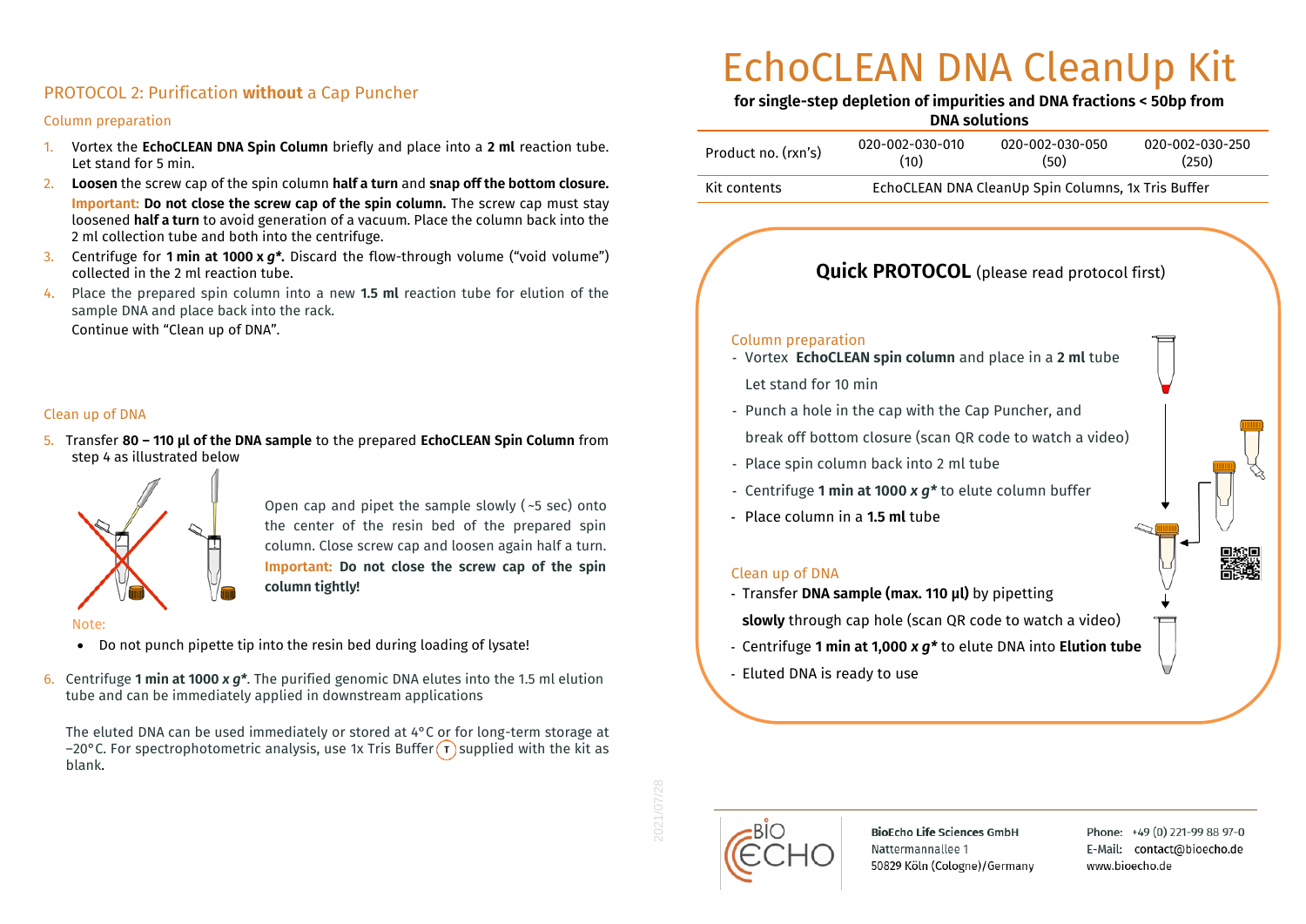## PROTOCOL 2: Purification **without** a Cap Puncher

### Column preparation

1. Vortex the **EchoCLEAN DNA Spin Column** briefly and place into a **2 ml** reaction tube. Let stand for 5 min.
2. **Loosen** the screw cap of the spin column **half a turn** and **snap off the bottom closure.** **Important: Do not close the screw cap of the spin column.** The screw cap must stay loosened **half a turn** to avoid generation of a vacuum. Place the column back into the 2 ml collection tube and both into the centrifuge.
3. Centrifuge for **1 min at 1000 x *g*\*.** Discard the flow-through volume ("void volume") collected in the 2 ml reaction tube.
4. Place the prepared spin column into a new **1.5 ml** reaction tube for elution of the sample DNA and place back into the rack. Continue with "Clean up of DNA".

### Clean up of DNA

5. Transfer **80 – 110 µl of the DNA sample** to the prepared **EchoCLEAN Spin Column** from step 4 as illustrated below

Open cap and pipet the sample slowly (~5 sec) onto the center of the resin bed of the prepared spin column. Close screw cap and loosen again half a turn. **Important: Do not close the screw cap of the spin column tightly!**

Note:

- Do not punch pipette tip into the resin bed during loading of lysate!

6. Centrifuge **1 min at 1000 *x g*\***. The purified genomic DNA elutes into the 1.5 ml elution tube and can be immediately applied in downstream applications

The eluted DNA can be used immediately or stored at 4°C or for long-term storage at –20°C. For spectrophotometric analysis, use 1x Tris Buffer (T) supplied with the kit as blank.

# EchoCLEAN DNA CleanUp Kit

**for single-step depletion of impurities and DNA fractions < 50bp from DNA solutions**

| | | | |
|---|---|---|---|
| Product no. (rxn's) | 020-002-030-010 (10) | 020-002-030-050 (50) | 020-002-030-250 (250) |
| Kit contents | EchoCLEAN DNA CleanUp Spin Columns, 1x Tris Buffer | | |

## Quick PROTOCOL (please read protocol first)

### Column preparation

- Vortex **EchoCLEAN spin column** and place in a **2 ml** tube
  Let stand for 10 min
- Punch a hole in the cap with the Cap Puncher, and break off bottom closure (scan QR code to watch a video)
- Place spin column back into 2 ml tube
- Centrifuge **1 min at 1000 *x g*\*** to elute column buffer
- Place column in a **1.5 ml** tube

### Clean up of DNA

- Transfer **DNA sample (max. 110 µl)** by pipetting **slowly** through cap hole (scan QR code to watch a video)
- Centrifuge **1 min at 1,000 *x g*\*** to elute DNA into **Elution tube**
- Eluted DNA is ready to use

2021/07/28

**BioEcho Life Sciences GmbH**
Nattermannallee 1
50829 Köln (Cologne)/Germany

Phone: +49 (0) 221-99 88 97-0
E-Mail: contact@bioecho.de
www.bioecho.de